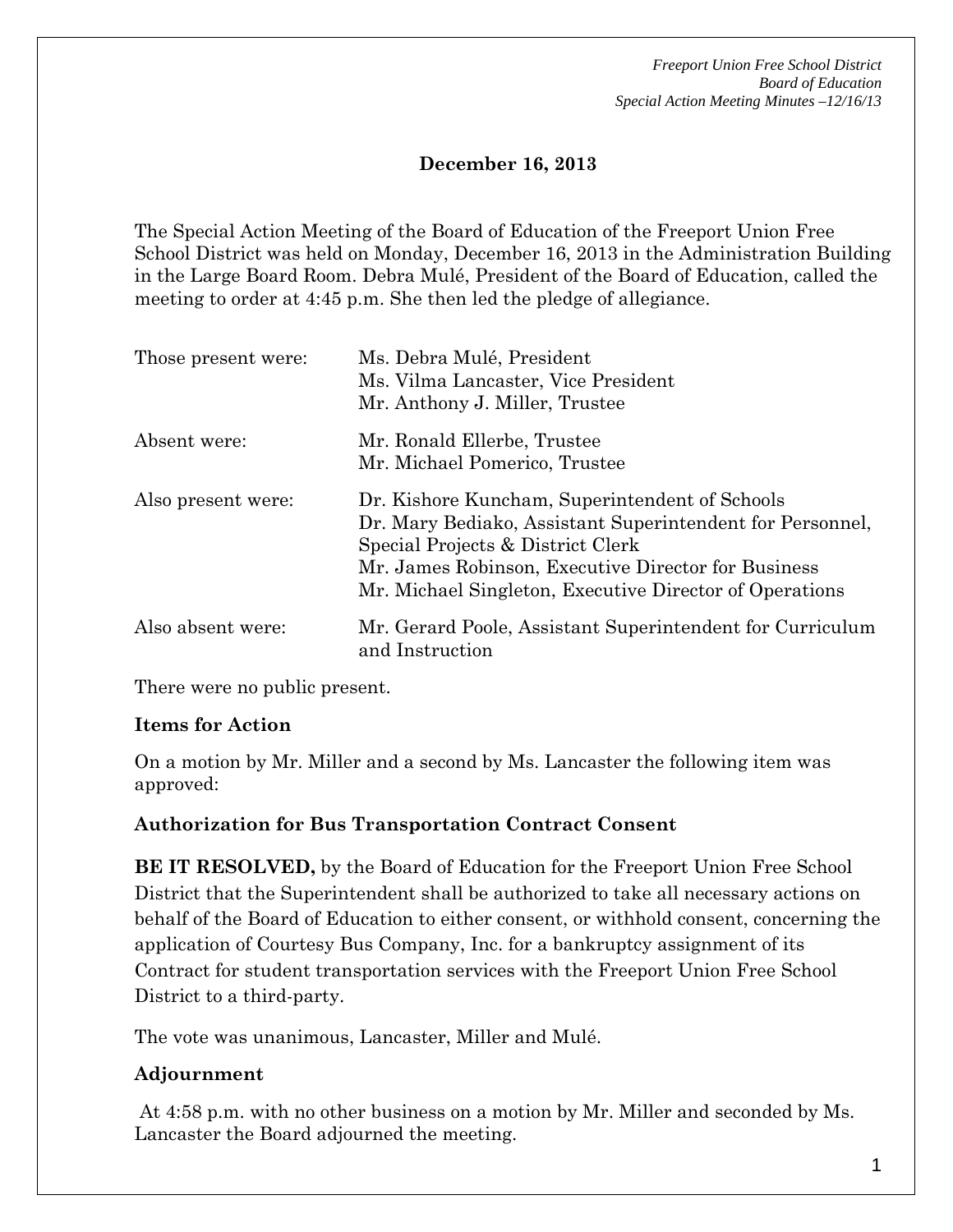**December 16, 2013**

The Special Action Meeting of the Board of Education of the Freeport Union Free School District was held on Monday, December 16, 2013 in the Administration Building in the Large Board Room. Debra Mulé, President of the Board of Education, called the meeting to order at 4:45 p.m. She then led the pledge of allegiance.

| | |
|---|---|
| Those present were: | Ms. Debra Mulé, President<br>Ms. Vilma Lancaster, Vice President<br>Mr. Anthony J. Miller, Trustee |
| Absent were: | Mr. Ronald Ellerbe, Trustee<br>Mr. Michael Pomerico, Trustee |
| Also present were: | Dr. Kishore Kuncham, Superintendent of Schools<br>Dr. Mary Bediako, Assistant Superintendent for Personnel, Special Projects & District Clerk<br>Mr. James Robinson, Executive Director for Business<br>Mr. Michael Singleton, Executive Director of Operations |
| Also absent were: | Mr. Gerard Poole, Assistant Superintendent for Curriculum and Instruction |

There were no public present.

**Items for Action**

On a motion by Mr. Miller and a second by Ms. Lancaster the following item was approved:

**Authorization for Bus Transportation Contract Consent**

**BE IT RESOLVED,** by the Board of Education for the Freeport Union Free School District that the Superintendent shall be authorized to take all necessary actions on behalf of the Board of Education to either consent, or withhold consent, concerning the application of Courtesy Bus Company, Inc. for a bankruptcy assignment of its Contract for student transportation services with the Freeport Union Free School District to a third-party.

The vote was unanimous, Lancaster, Miller and Mulé.

**Adjournment**

At 4:58 p.m. with no other business on a motion by Mr. Miller and seconded by Ms. Lancaster the Board adjourned the meeting.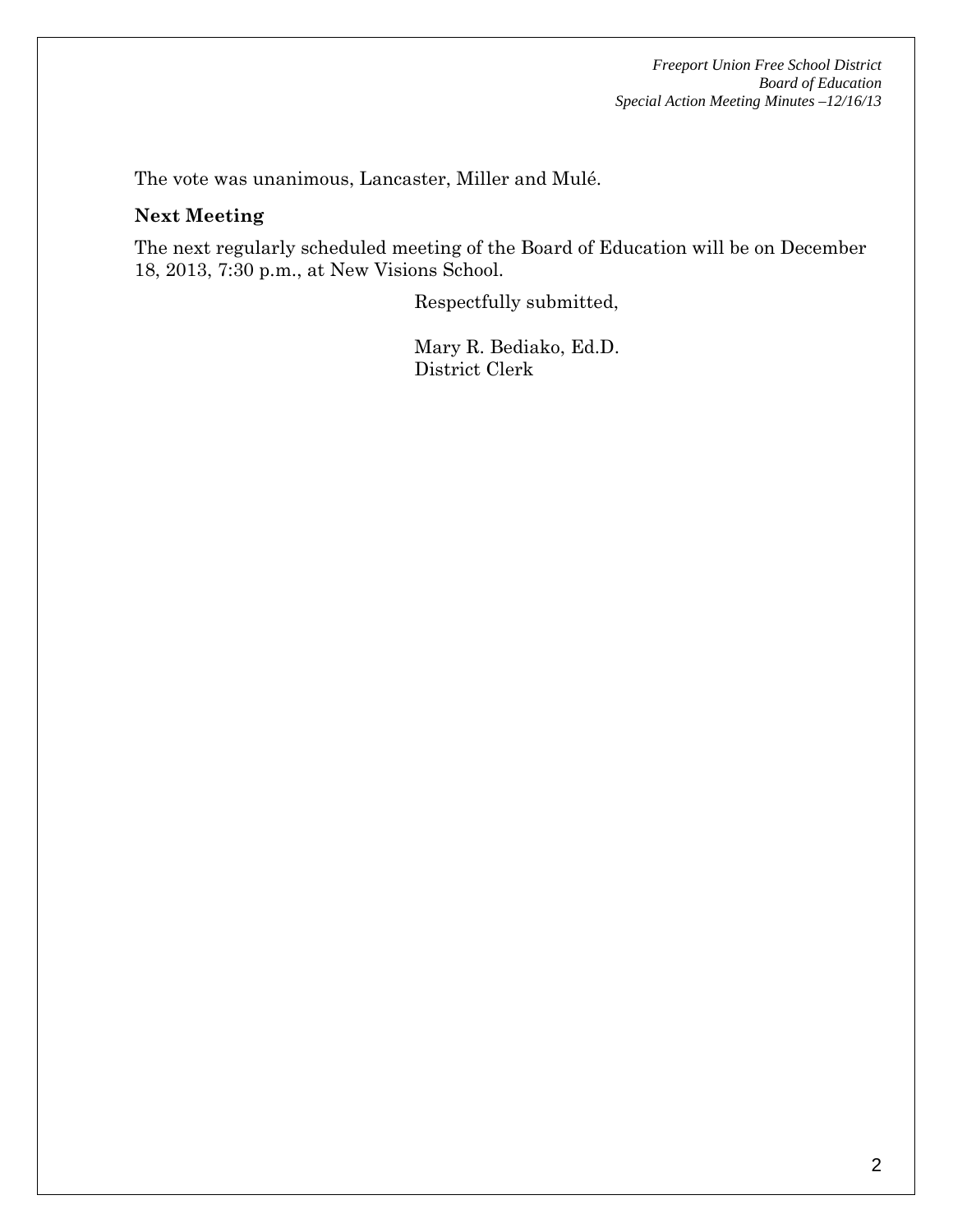The vote was unanimous, Lancaster, Miller and Mulé.

**Next Meeting**

The next regularly scheduled meeting of the Board of Education will be on December 18, 2013, 7:30 p.m., at New Visions School.

Respectfully submitted,

Mary R. Bediako, Ed.D.
District Clerk